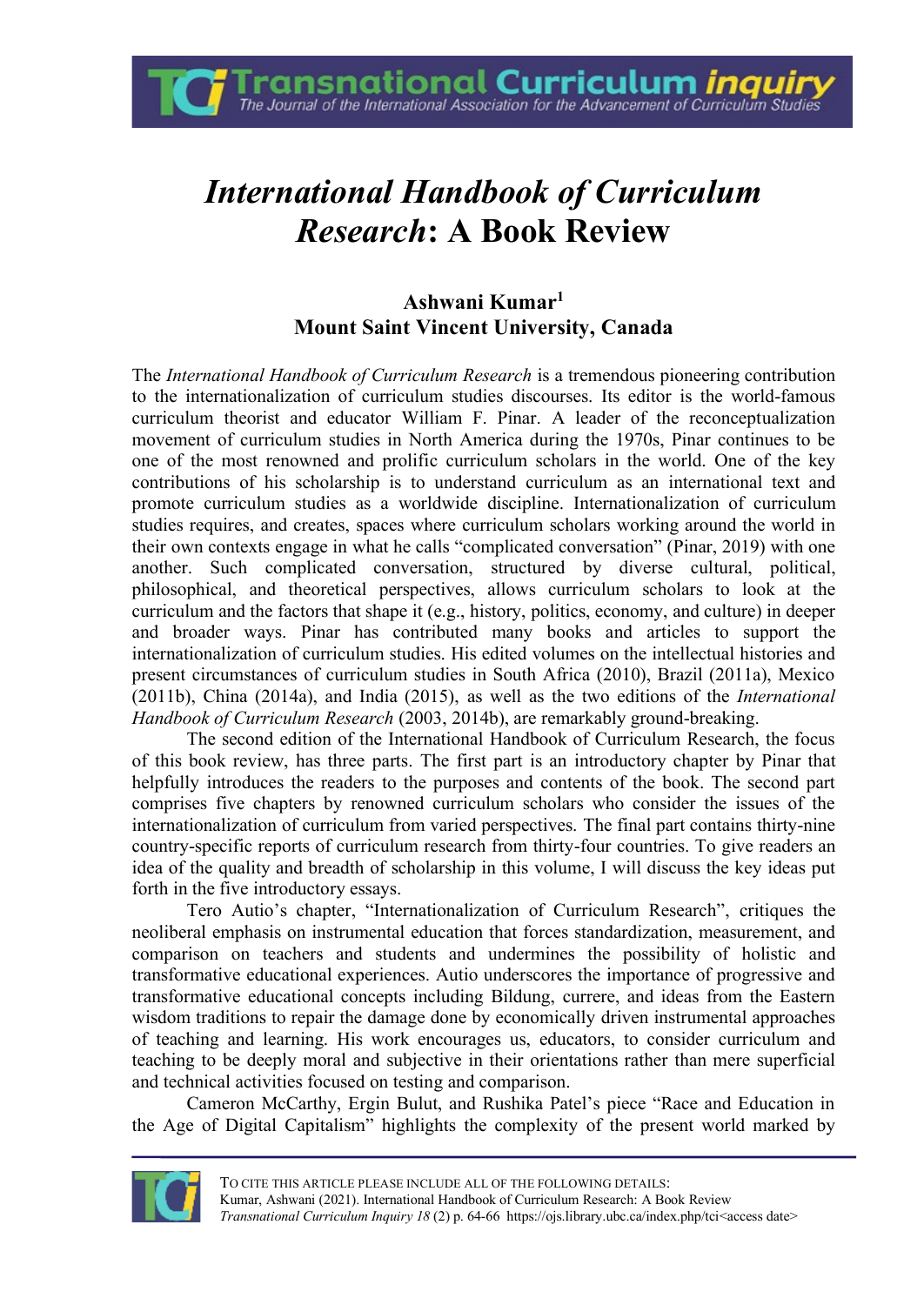# *International Handbook of Curriculum Research*: A Book Review

**Ashwani Kumar[1]**
**Mount Saint Vincent University, Canada**

The *International Handbook of Curriculum Research* is a tremendous pioneering contribution to the internationalization of curriculum studies discourses. Its editor is the world-famous curriculum theorist and educator William F. Pinar. A leader of the reconceptualization movement of curriculum studies in North America during the 1970s, Pinar continues to be one of the most renowned and prolific curriculum scholars in the world. One of the key contributions of his scholarship is to understand curriculum as an international text and promote curriculum studies as a worldwide discipline. Internationalization of curriculum studies requires, and creates, spaces where curriculum scholars working around the world in their own contexts engage in what he calls "complicated conversation" (Pinar, 2019) with one another. Such complicated conversation, structured by diverse cultural, political, philosophical, and theoretical perspectives, allows curriculum scholars to look at the curriculum and the factors that shape it (e.g., history, politics, economy, and culture) in deeper and broader ways. Pinar has contributed many books and articles to support the internationalization of curriculum studies. His edited volumes on the intellectual histories and present circumstances of curriculum studies in South Africa (2010), Brazil (2011a), Mexico (2011b), China (2014a), and India (2015), as well as the two editions of the *International Handbook of Curriculum Research* (2003, 2014b), are remarkably ground-breaking.

The second edition of the International Handbook of Curriculum Research, the focus of this book review, has three parts. The first part is an introductory chapter by Pinar that helpfully introduces the readers to the purposes and contents of the book. The second part comprises five chapters by renowned curriculum scholars who consider the issues of the internationalization of curriculum from varied perspectives. The final part contains thirty-nine country-specific reports of curriculum research from thirty-four countries. To give readers an idea of the quality and breadth of scholarship in this volume, I will discuss the key ideas put forth in the five introductory essays.

Tero Autio's chapter, "Internationalization of Curriculum Research", critiques the neoliberal emphasis on instrumental education that forces standardization, measurement, and comparison on teachers and students and undermines the possibility of holistic and transformative educational experiences. Autio underscores the importance of progressive and transformative educational concepts including Bildung, currere, and ideas from the Eastern wisdom traditions to repair the damage done by economically driven instrumental approaches of teaching and learning. His work encourages us, educators, to consider curriculum and teaching to be deeply moral and subjective in their orientations rather than mere superficial and technical activities focused on testing and comparison.

Cameron McCarthy, Ergin Bulut, and Rushika Patel's piece "Race and Education in the Age of Digital Capitalism" highlights the complexity of the present world marked by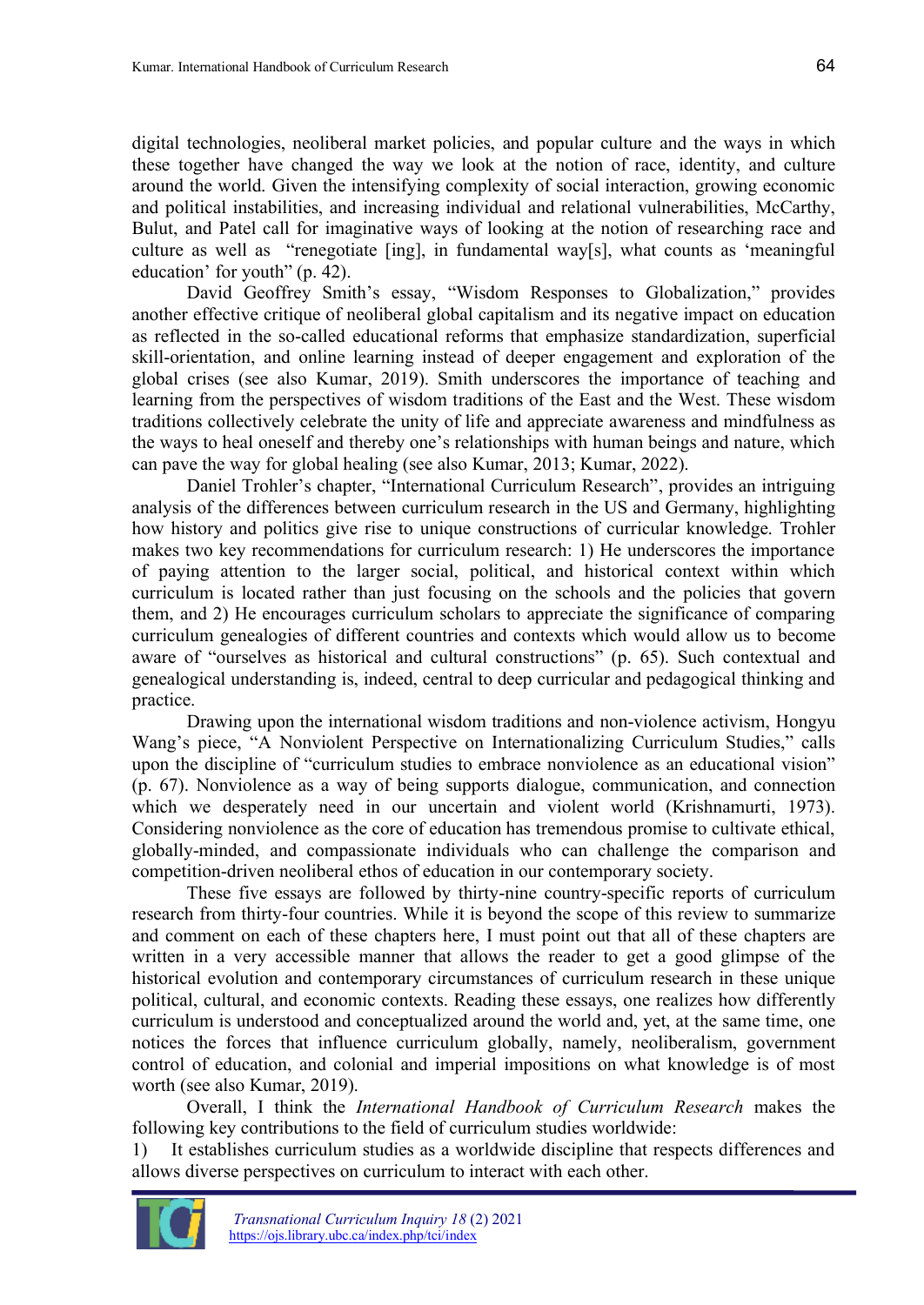digital technologies, neoliberal market policies, and popular culture and the ways in which these together have changed the way we look at the notion of race, identity, and culture around the world. Given the intensifying complexity of social interaction, growing economic and political instabilities, and increasing individual and relational vulnerabilities, McCarthy, Bulut, and Patel call for imaginative ways of looking at the notion of researching race and culture as well as "renegotiate [ing], in fundamental way[s], what counts as 'meaningful education' for youth" (p. 42).

David Geoffrey Smith's essay, "Wisdom Responses to Globalization," provides another effective critique of neoliberal global capitalism and its negative impact on education as reflected in the so-called educational reforms that emphasize standardization, superficial skill-orientation, and online learning instead of deeper engagement and exploration of the global crises (see also Kumar, 2019). Smith underscores the importance of teaching and learning from the perspectives of wisdom traditions of the East and the West. These wisdom traditions collectively celebrate the unity of life and appreciate awareness and mindfulness as the ways to heal oneself and thereby one's relationships with human beings and nature, which can pave the way for global healing (see also Kumar, 2013; Kumar, 2022).

Daniel Trohler's chapter, "International Curriculum Research", provides an intriguing analysis of the differences between curriculum research in the US and Germany, highlighting how history and politics give rise to unique constructions of curricular knowledge. Trohler makes two key recommendations for curriculum research: 1) He underscores the importance of paying attention to the larger social, political, and historical context within which curriculum is located rather than just focusing on the schools and the policies that govern them, and 2) He encourages curriculum scholars to appreciate the significance of comparing curriculum genealogies of different countries and contexts which would allow us to become aware of "ourselves as historical and cultural constructions" (p. 65). Such contextual and genealogical understanding is, indeed, central to deep curricular and pedagogical thinking and practice.

Drawing upon the international wisdom traditions and non-violence activism, Hongyu Wang's piece, "A Nonviolent Perspective on Internationalizing Curriculum Studies," calls upon the discipline of "curriculum studies to embrace nonviolence as an educational vision" (p. 67). Nonviolence as a way of being supports dialogue, communication, and connection which we desperately need in our uncertain and violent world (Krishnamurti, 1973). Considering nonviolence as the core of education has tremendous promise to cultivate ethical, globally-minded, and compassionate individuals who can challenge the comparison and competition-driven neoliberal ethos of education in our contemporary society.

These five essays are followed by thirty-nine country-specific reports of curriculum research from thirty-four countries. While it is beyond the scope of this review to summarize and comment on each of these chapters here, I must point out that all of these chapters are written in a very accessible manner that allows the reader to get a good glimpse of the historical evolution and contemporary circumstances of curriculum research in these unique political, cultural, and economic contexts. Reading these essays, one realizes how differently curriculum is understood and conceptualized around the world and, yet, at the same time, one notices the forces that influence curriculum globally, namely, neoliberalism, government control of education, and colonial and imperial impositions on what knowledge is of most worth (see also Kumar, 2019).

Overall, I think the *International Handbook of Curriculum Research* makes the following key contributions to the field of curriculum studies worldwide:

1) It establishes curriculum studies as a worldwide discipline that respects differences and allows diverse perspectives on curriculum to interact with each other.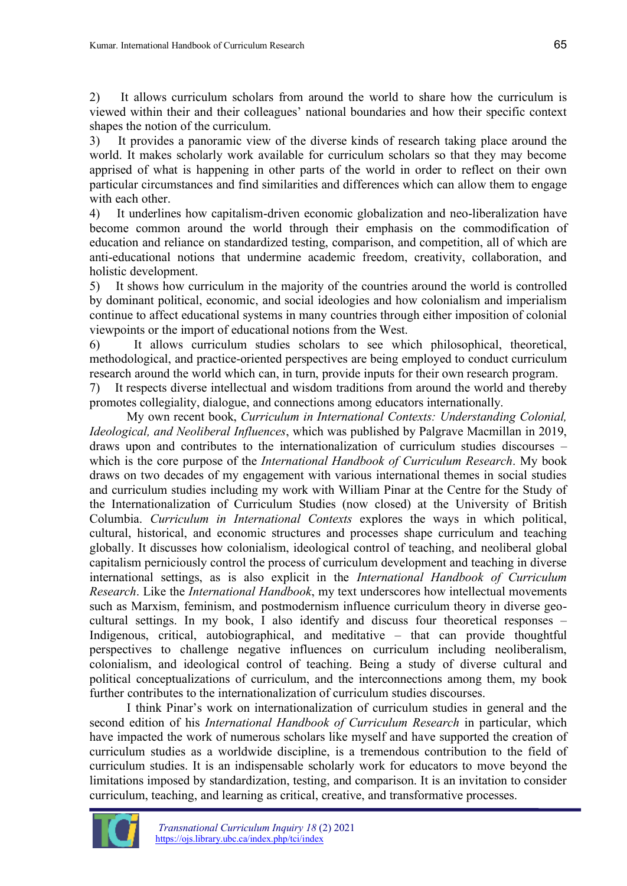2) It allows curriculum scholars from around the world to share how the curriculum is viewed within their and their colleagues' national boundaries and how their specific context shapes the notion of the curriculum.

3) It provides a panoramic view of the diverse kinds of research taking place around the world. It makes scholarly work available for curriculum scholars so that they may become apprised of what is happening in other parts of the world in order to reflect on their own particular circumstances and find similarities and differences which can allow them to engage with each other.

4) It underlines how capitalism-driven economic globalization and neo-liberalization have become common around the world through their emphasis on the commodification of education and reliance on standardized testing, comparison, and competition, all of which are anti-educational notions that undermine academic freedom, creativity, collaboration, and holistic development.

5) It shows how curriculum in the majority of the countries around the world is controlled by dominant political, economic, and social ideologies and how colonialism and imperialism continue to affect educational systems in many countries through either imposition of colonial viewpoints or the import of educational notions from the West.

6) It allows curriculum studies scholars to see which philosophical, theoretical, methodological, and practice-oriented perspectives are being employed to conduct curriculum research around the world which can, in turn, provide inputs for their own research program.

7) It respects diverse intellectual and wisdom traditions from around the world and thereby promotes collegiality, dialogue, and connections among educators internationally.

My own recent book, *Curriculum in International Contexts: Understanding Colonial, Ideological, and Neoliberal Influences*, which was published by Palgrave Macmillan in 2019, draws upon and contributes to the internationalization of curriculum studies discourses – which is the core purpose of the *International Handbook of Curriculum Research*. My book draws on two decades of my engagement with various international themes in social studies and curriculum studies including my work with William Pinar at the Centre for the Study of the Internationalization of Curriculum Studies (now closed) at the University of British Columbia. *Curriculum in International Contexts* explores the ways in which political, cultural, historical, and economic structures and processes shape curriculum and teaching globally. It discusses how colonialism, ideological control of teaching, and neoliberal global capitalism perniciously control the process of curriculum development and teaching in diverse international settings, as is also explicit in the *International Handbook of Curriculum Research*. Like the *International Handbook*, my text underscores how intellectual movements such as Marxism, feminism, and postmodernism influence curriculum theory in diverse geo-cultural settings. In my book, I also identify and discuss four theoretical responses – Indigenous, critical, autobiographical, and meditative – that can provide thoughtful perspectives to challenge negative influences on curriculum including neoliberalism, colonialism, and ideological control of teaching. Being a study of diverse cultural and political conceptualizations of curriculum, and the interconnections among them, my book further contributes to the internationalization of curriculum studies discourses.

I think Pinar's work on internationalization of curriculum studies in general and the second edition of his *International Handbook of Curriculum Research* in particular, which have impacted the work of numerous scholars like myself and have supported the creation of curriculum studies as a worldwide discipline, is a tremendous contribution to the field of curriculum studies. It is an indispensable scholarly work for educators to move beyond the limitations imposed by standardization, testing, and comparison. It is an invitation to consider curriculum, teaching, and learning as critical, creative, and transformative processes.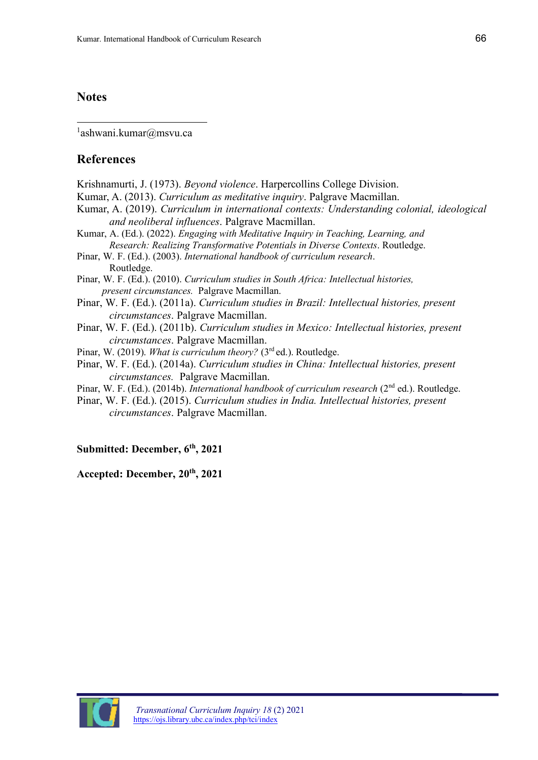## Notes

[1]ashwani.kumar@msvu.ca

## References

Krishnamurti, J. (1973). *Beyond violence*. Harpercollins College Division.

Kumar, A. (2013). *Curriculum as meditative inquiry*. Palgrave Macmillan.

Kumar, A. (2019). *Curriculum in international contexts: Understanding colonial, ideological and neoliberal influences*. Palgrave Macmillan.

Kumar, A. (Ed.). (2022). *Engaging with Meditative Inquiry in Teaching, Learning, and Research: Realizing Transformative Potentials in Diverse Contexts*. Routledge.

Pinar, W. F. (Ed.). (2003). *International handbook of curriculum research*. Routledge.

Pinar, W. F. (Ed.). (2010). *Curriculum studies in South Africa: Intellectual histories, present circumstances.* Palgrave Macmillan.

Pinar, W. F. (Ed.). (2011a). *Curriculum studies in Brazil: Intellectual histories, present circumstances*. Palgrave Macmillan.

Pinar, W. F. (Ed.). (2011b). *Curriculum studies in Mexico: Intellectual histories, present circumstances*. Palgrave Macmillan.

Pinar, W. (2019). *What is curriculum theory?* (3rd ed.). Routledge.

Pinar, W. F. (Ed.). (2014a). *Curriculum studies in China: Intellectual histories, present circumstances.* Palgrave Macmillan.

Pinar, W. F. (Ed.). (2014b). *International handbook of curriculum research* (2nd ed.). Routledge.

Pinar, W. F. (Ed.). (2015). *Curriculum studies in India. Intellectual histories, present circumstances*. Palgrave Macmillan.

**Submitted: December, 6th, 2021**

**Accepted: December, 20th, 2021**